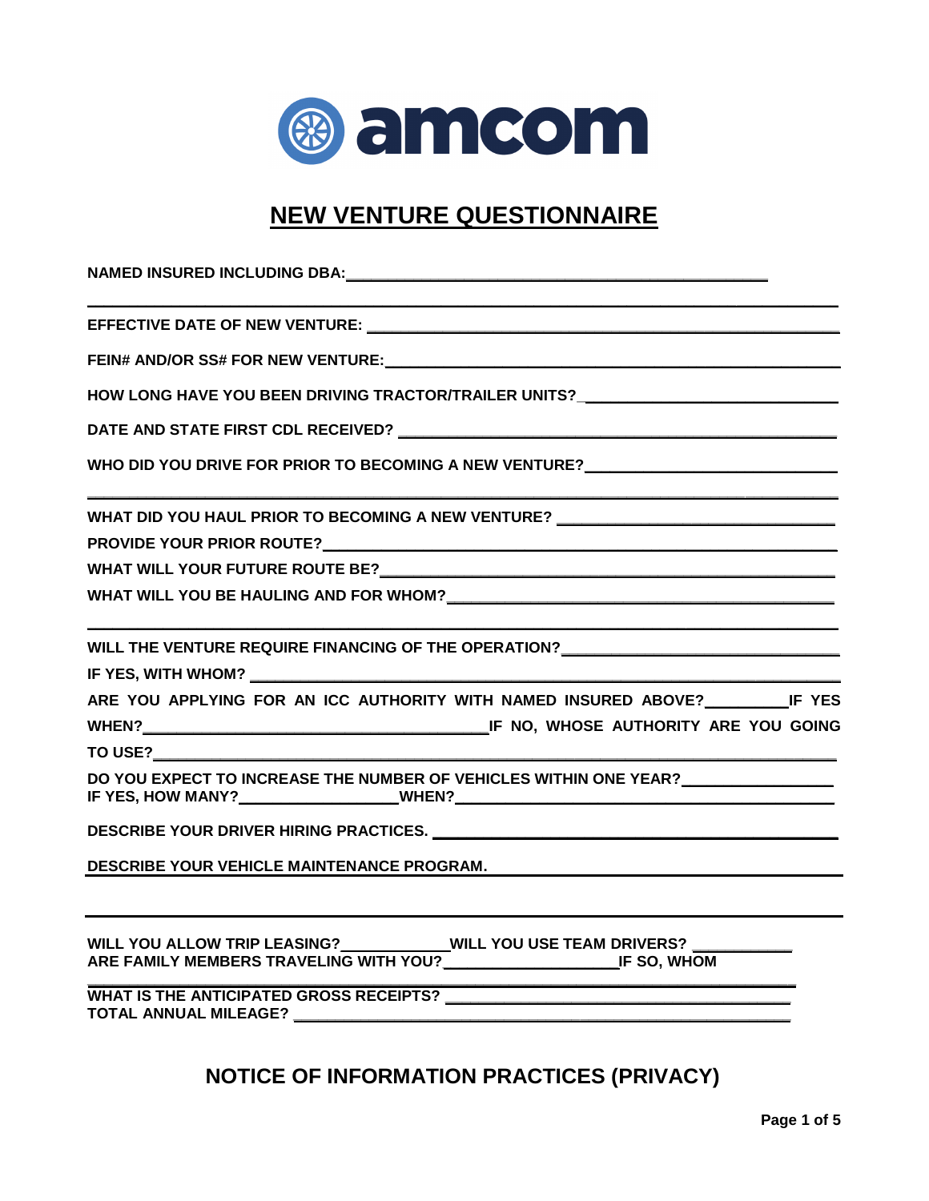amcom

# NEW VENTURE QUESTIONNAIRE

**NAMED INSURED INCLUDING DBA:**_______________________________________________

_________________________________________________________________________

**EFFECTIVE DATE OF NEW VENTURE:** _____________________________________________

**FEIN# AND/OR SS# FOR NEW VENTURE:**___________________________________________

**HOW LONG HAVE YOU BEEN DRIVING TRACTOR/TRAILER UNITS?**_________________________

**DATE AND STATE FIRST CDL RECEIVED?** __________________________________________

**WHO DID YOU DRIVE FOR PRIOR TO BECOMING A NEW VENTURE?**_______________________

_________________________________________________________________________

**WHAT DID YOU HAUL PRIOR TO BECOMING A NEW VENTURE?** __________________________

**PROVIDE YOUR PRIOR ROUTE?**___________________________________________________

**WHAT WILL YOUR FUTURE ROUTE BE?**_____________________________________________

**WHAT WILL YOU BE HAULING AND FOR WHOM?**______________________________________

_________________________________________________________________________

**WILL THE VENTURE REQUIRE FINANCING OF THE OPERATION?**___________________________

**IF YES, WITH WHOM?** _________________________________________________________

**ARE YOU APPLYING FOR AN ICC AUTHORITY WITH NAMED INSURED ABOVE?**_________**IF YES WHEN?**______________________________________**IF NO, WHOSE AUTHORITY ARE YOU GOING TO USE?**_________________________________________________________________

**DO YOU EXPECT TO INCREASE THE NUMBER OF VEHICLES WITHIN ONE YEAR?**_______________
**IF YES, HOW MANY?**_________________**WHEN?**_____________________________________

**DESCRIBE YOUR DRIVER HIRING PRACTICES.** ______________________________________

**DESCRIBE YOUR VEHICLE MAINTENANCE PROGRAM.** __________________________________

_________________________________________________________________________

**WILL YOU ALLOW TRIP LEASING?**____________**WILL YOU USE TEAM DRIVERS?** ___________
**ARE FAMILY MEMBERS TRAVELING WITH YOU?**____________________**IF SO, WHOM**

_________________________________________________________________________

**WHAT IS THE ANTICIPATED GROSS RECEIPTS?** ______________________________________
**TOTAL ANNUAL MILEAGE?** _______________________________________________________

## NOTICE OF INFORMATION PRACTICES (PRIVACY)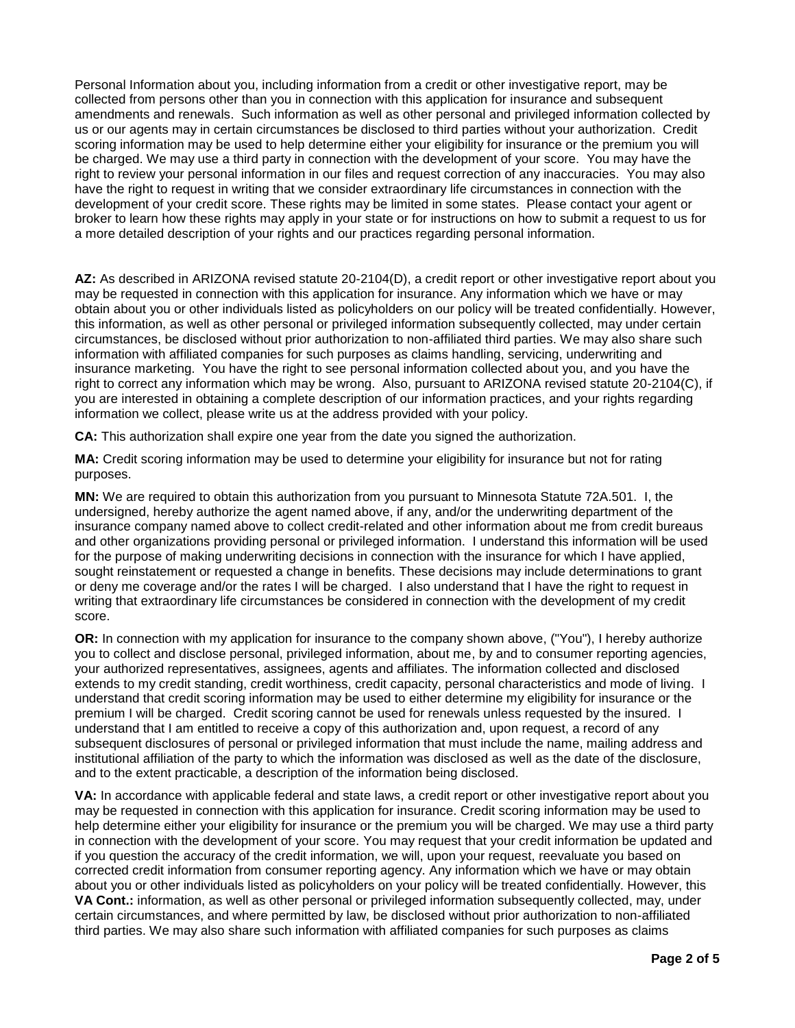Personal Information about you, including information from a credit or other investigative report, may be collected from persons other than you in connection with this application for insurance and subsequent amendments and renewals. Such information as well as other personal and privileged information collected by us or our agents may in certain circumstances be disclosed to third parties without your authorization. Credit scoring information may be used to help determine either your eligibility for insurance or the premium you will be charged. We may use a third party in connection with the development of your score. You may have the right to review your personal information in our files and request correction of any inaccuracies. You may also have the right to request in writing that we consider extraordinary life circumstances in connection with the development of your credit score. These rights may be limited in some states. Please contact your agent or broker to learn how these rights may apply in your state or for instructions on how to submit a request to us for a more detailed description of your rights and our practices regarding personal information.

**AZ:** As described in ARIZONA revised statute 20-2104(D), a credit report or other investigative report about you may be requested in connection with this application for insurance. Any information which we have or may obtain about you or other individuals listed as policyholders on our policy will be treated confidentially. However, this information, as well as other personal or privileged information subsequently collected, may under certain circumstances, be disclosed without prior authorization to non-affiliated third parties. We may also share such information with affiliated companies for such purposes as claims handling, servicing, underwriting and insurance marketing. You have the right to see personal information collected about you, and you have the right to correct any information which may be wrong. Also, pursuant to ARIZONA revised statute 20-2104(C), if you are interested in obtaining a complete description of our information practices, and your rights regarding information we collect, please write us at the address provided with your policy.

**CA:** This authorization shall expire one year from the date you signed the authorization.

**MA:** Credit scoring information may be used to determine your eligibility for insurance but not for rating purposes.

**MN:** We are required to obtain this authorization from you pursuant to Minnesota Statute 72A.501. I, the undersigned, hereby authorize the agent named above, if any, and/or the underwriting department of the insurance company named above to collect credit-related and other information about me from credit bureaus and other organizations providing personal or privileged information. I understand this information will be used for the purpose of making underwriting decisions in connection with the insurance for which I have applied, sought reinstatement or requested a change in benefits. These decisions may include determinations to grant or deny me coverage and/or the rates I will be charged. I also understand that I have the right to request in writing that extraordinary life circumstances be considered in connection with the development of my credit score.

**OR:** In connection with my application for insurance to the company shown above, ("You"), I hereby authorize you to collect and disclose personal, privileged information, about me, by and to consumer reporting agencies, your authorized representatives, assignees, agents and affiliates. The information collected and disclosed extends to my credit standing, credit worthiness, credit capacity, personal characteristics and mode of living. I understand that credit scoring information may be used to either determine my eligibility for insurance or the premium I will be charged. Credit scoring cannot be used for renewals unless requested by the insured. I understand that I am entitled to receive a copy of this authorization and, upon request, a record of any subsequent disclosures of personal or privileged information that must include the name, mailing address and institutional affiliation of the party to which the information was disclosed as well as the date of the disclosure, and to the extent practicable, a description of the information being disclosed.

**VA:** In accordance with applicable federal and state laws, a credit report or other investigative report about you may be requested in connection with this application for insurance. Credit scoring information may be used to help determine either your eligibility for insurance or the premium you will be charged. We may use a third party in connection with the development of your score. You may request that your credit information be updated and if you question the accuracy of the credit information, we will, upon your request, reevaluate you based on corrected credit information from consumer reporting agency. Any information which we have or may obtain about you or other individuals listed as policyholders on your policy will be treated confidentially. However, this
**VA Cont.:** information, as well as other personal or privileged information subsequently collected, may, under certain circumstances, and where permitted by law, be disclosed without prior authorization to non-affiliated third parties. We may also share such information with affiliated companies for such purposes as claims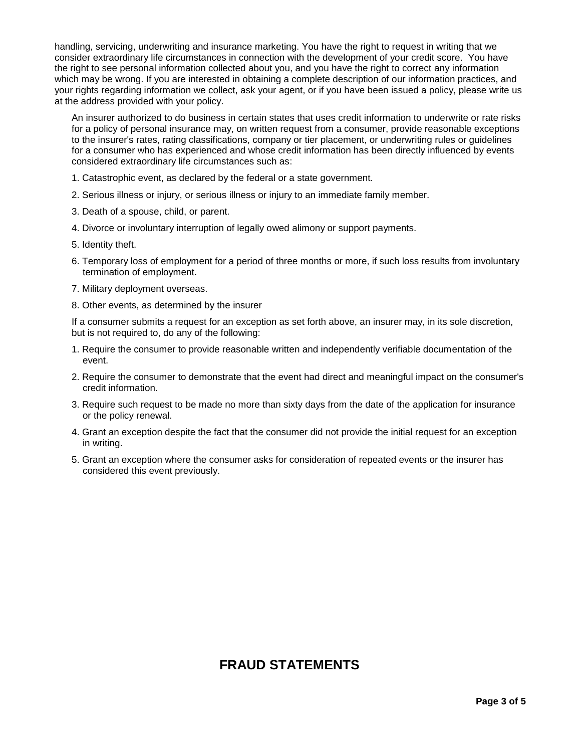handling, servicing, underwriting and insurance marketing. You have the right to request in writing that we consider extraordinary life circumstances in connection with the development of your credit score. You have the right to see personal information collected about you, and you have the right to correct any information which may be wrong. If you are interested in obtaining a complete description of our information practices, and your rights regarding information we collect, ask your agent, or if you have been issued a policy, please write us at the address provided with your policy.

An insurer authorized to do business in certain states that uses credit information to underwrite or rate risks for a policy of personal insurance may, on written request from a consumer, provide reasonable exceptions to the insurer's rates, rating classifications, company or tier placement, or underwriting rules or guidelines for a consumer who has experienced and whose credit information has been directly influenced by events considered extraordinary life circumstances such as:

1. Catastrophic event, as declared by the federal or a state government.
2. Serious illness or injury, or serious illness or injury to an immediate family member.
3. Death of a spouse, child, or parent.
4. Divorce or involuntary interruption of legally owed alimony or support payments.
5. Identity theft.
6. Temporary loss of employment for a period of three months or more, if such loss results from involuntary termination of employment.
7. Military deployment overseas.
8. Other events, as determined by the insurer

If a consumer submits a request for an exception as set forth above, an insurer may, in its sole discretion, but is not required to, do any of the following:

1. Require the consumer to provide reasonable written and independently verifiable documentation of the event.
2. Require the consumer to demonstrate that the event had direct and meaningful impact on the consumer's credit information.
3. Require such request to be made no more than sixty days from the date of the application for insurance or the policy renewal.
4. Grant an exception despite the fact that the consumer did not provide the initial request for an exception in writing.
5. Grant an exception where the consumer asks for consideration of repeated events or the insurer has considered this event previously.

## FRAUD STATEMENTS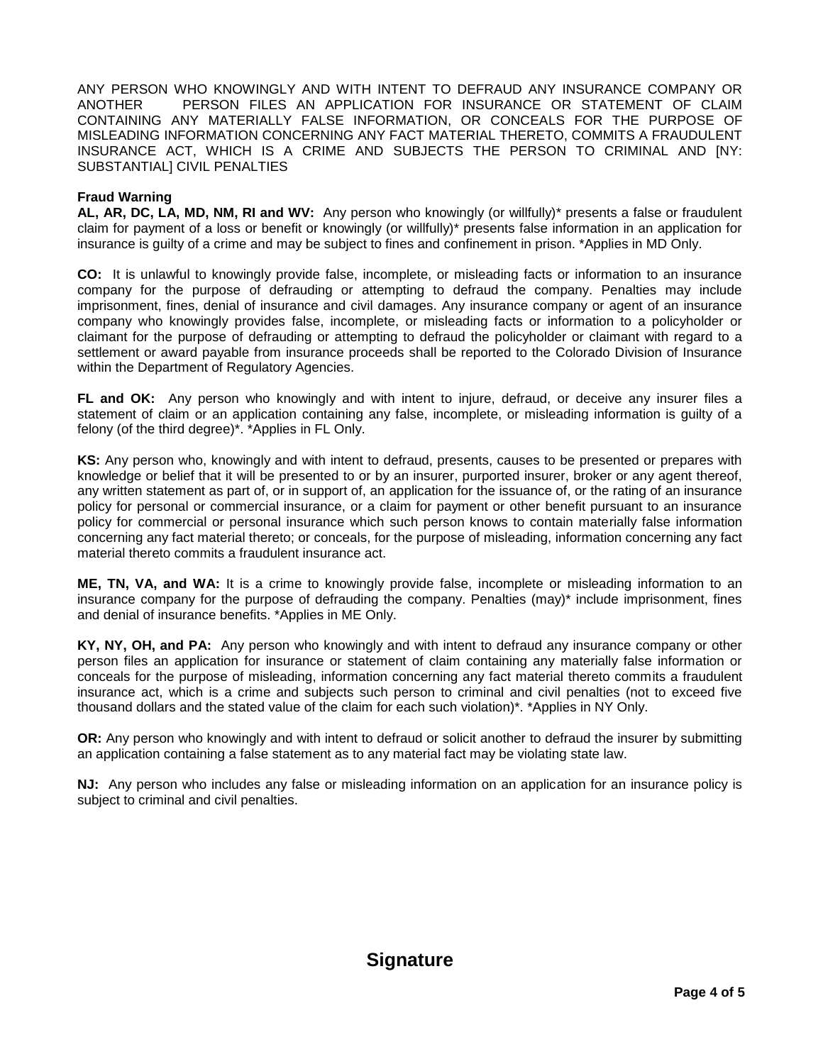ANY PERSON WHO KNOWINGLY AND WITH INTENT TO DEFRAUD ANY INSURANCE COMPANY OR ANOTHER PERSON FILES AN APPLICATION FOR INSURANCE OR STATEMENT OF CLAIM CONTAINING ANY MATERIALLY FALSE INFORMATION, OR CONCEALS FOR THE PURPOSE OF MISLEADING INFORMATION CONCERNING ANY FACT MATERIAL THERETO, COMMITS A FRAUDULENT INSURANCE ACT, WHICH IS A CRIME AND SUBJECTS THE PERSON TO CRIMINAL AND [NY: SUBSTANTIAL] CIVIL PENALTIES

**Fraud Warning**

**AL, AR, DC, LA, MD, NM, RI and WV:** Any person who knowingly (or willfully)* presents a false or fraudulent claim for payment of a loss or benefit or knowingly (or willfully)* presents false information in an application for insurance is guilty of a crime and may be subject to fines and confinement in prison. *Applies in MD Only.

**CO:** It is unlawful to knowingly provide false, incomplete, or misleading facts or information to an insurance company for the purpose of defrauding or attempting to defraud the company. Penalties may include imprisonment, fines, denial of insurance and civil damages. Any insurance company or agent of an insurance company who knowingly provides false, incomplete, or misleading facts or information to a policyholder or claimant for the purpose of defrauding or attempting to defraud the policyholder or claimant with regard to a settlement or award payable from insurance proceeds shall be reported to the Colorado Division of Insurance within the Department of Regulatory Agencies.

**FL and OK:** Any person who knowingly and with intent to injure, defraud, or deceive any insurer files a statement of claim or an application containing any false, incomplete, or misleading information is guilty of a felony (of the third degree)*. *Applies in FL Only.

**KS:** Any person who, knowingly and with intent to defraud, presents, causes to be presented or prepares with knowledge or belief that it will be presented to or by an insurer, purported insurer, broker or any agent thereof, any written statement as part of, or in support of, an application for the issuance of, or the rating of an insurance policy for personal or commercial insurance, or a claim for payment or other benefit pursuant to an insurance policy for commercial or personal insurance which such person knows to contain materially false information concerning any fact material thereto; or conceals, for the purpose of misleading, information concerning any fact material thereto commits a fraudulent insurance act.

**ME, TN, VA, and WA:** It is a crime to knowingly provide false, incomplete or misleading information to an insurance company for the purpose of defrauding the company. Penalties (may)* include imprisonment, fines and denial of insurance benefits. *Applies in ME Only.

**KY, NY, OH, and PA:** Any person who knowingly and with intent to defraud any insurance company or other person files an application for insurance or statement of claim containing any materially false information or conceals for the purpose of misleading, information concerning any fact material thereto commits a fraudulent insurance act, which is a crime and subjects such person to criminal and civil penalties (not to exceed five thousand dollars and the stated value of the claim for each such violation)*. *Applies in NY Only.

**OR:** Any person who knowingly and with intent to defraud or solicit another to defraud the insurer by submitting an application containing a false statement as to any material fact may be violating state law.

**NJ:** Any person who includes any false or misleading information on an application for an insurance policy is subject to criminal and civil penalties.

## Signature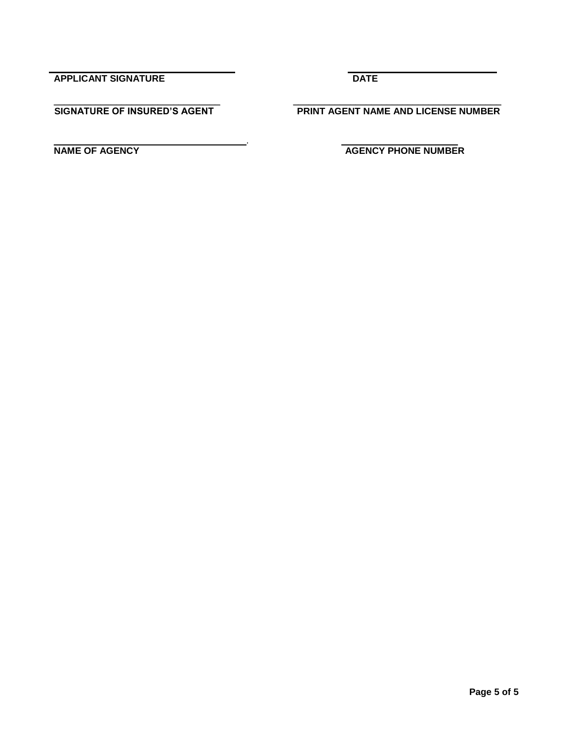______________________________ APPLICANT SIGNATURE

______________________________ DATE

______________________________ SIGNATURE OF INSURED'S AGENT

______________________________ PRINT AGENT NAME AND LICENSE NUMBER

______________________________ NAME OF AGENCY

______________________________ AGENCY PHONE NUMBER